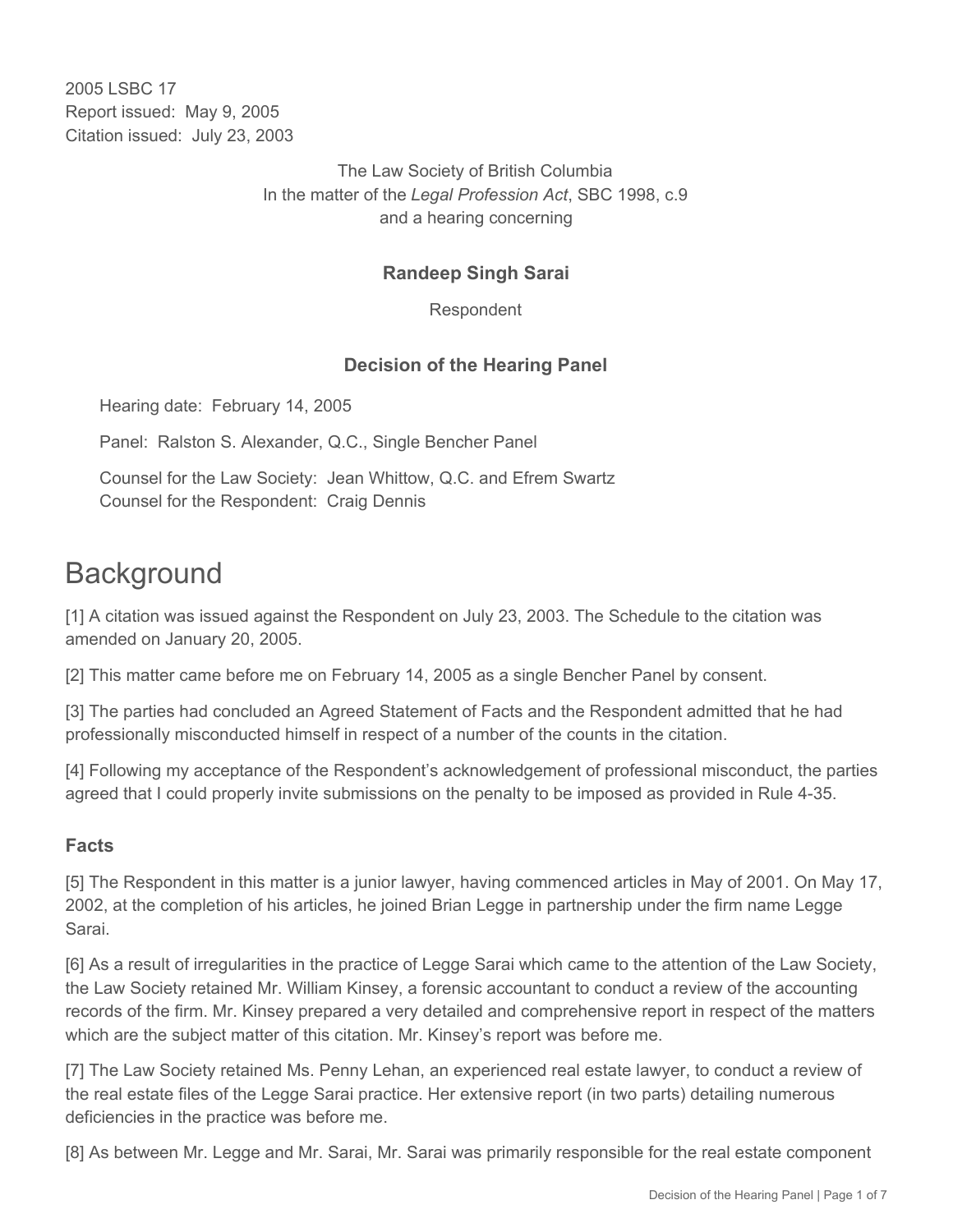2005 LSBC 17
Report issued: May 9, 2005
Citation issued: July 23, 2003

The Law Society of British Columbia
In the matter of the *Legal Profession Act*, SBC 1998, c.9
and a hearing concerning

**Randeep Singh Sarai**

Respondent

**Decision of the Hearing Panel**

Hearing date: February 14, 2005

Panel: Ralston S. Alexander, Q.C., Single Bencher Panel

Counsel for the Law Society: Jean Whittow, Q.C. and Efrem Swartz
Counsel for the Respondent: Craig Dennis

# Background

[1] A citation was issued against the Respondent on July 23, 2003. The Schedule to the citation was amended on January 20, 2005.

[2] This matter came before me on February 14, 2005 as a single Bencher Panel by consent.

[3] The parties had concluded an Agreed Statement of Facts and the Respondent admitted that he had professionally misconducted himself in respect of a number of the counts in the citation.

[4] Following my acceptance of the Respondent's acknowledgement of professional misconduct, the parties agreed that I could properly invite submissions on the penalty to be imposed as provided in Rule 4-35.

### Facts

[5] The Respondent in this matter is a junior lawyer, having commenced articles in May of 2001. On May 17, 2002, at the completion of his articles, he joined Brian Legge in partnership under the firm name Legge Sarai.

[6] As a result of irregularities in the practice of Legge Sarai which came to the attention of the Law Society, the Law Society retained Mr. William Kinsey, a forensic accountant to conduct a review of the accounting records of the firm. Mr. Kinsey prepared a very detailed and comprehensive report in respect of the matters which are the subject matter of this citation. Mr. Kinsey's report was before me.

[7] The Law Society retained Ms. Penny Lehan, an experienced real estate lawyer, to conduct a review of the real estate files of the Legge Sarai practice. Her extensive report (in two parts) detailing numerous deficiencies in the practice was before me.

[8] As between Mr. Legge and Mr. Sarai, Mr. Sarai was primarily responsible for the real estate component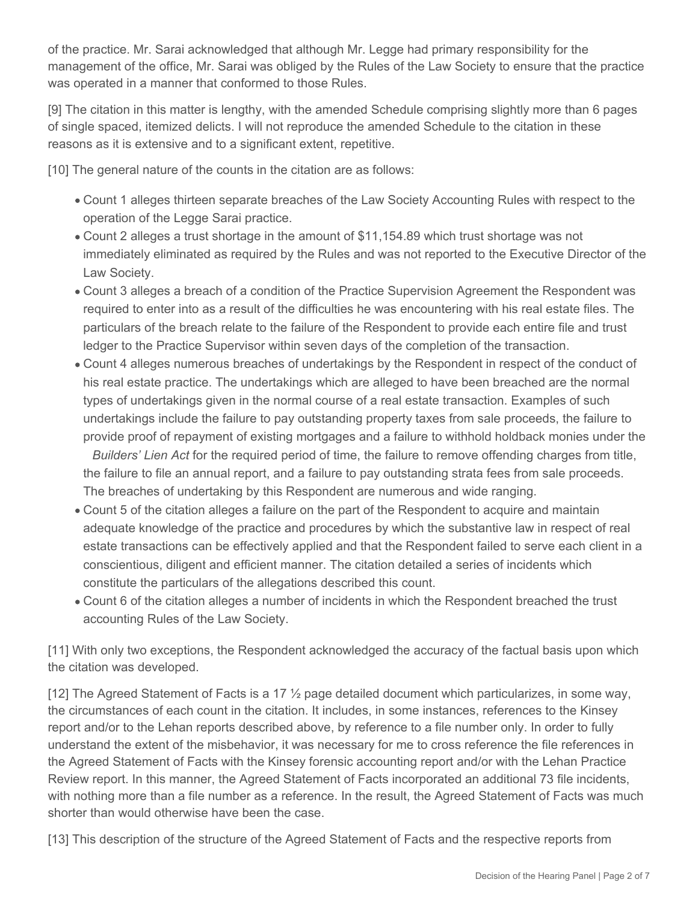of the practice. Mr. Sarai acknowledged that although Mr. Legge had primary responsibility for the management of the office, Mr. Sarai was obliged by the Rules of the Law Society to ensure that the practice was operated in a manner that conformed to those Rules.

[9] The citation in this matter is lengthy, with the amended Schedule comprising slightly more than 6 pages of single spaced, itemized delicts. I will not reproduce the amended Schedule to the citation in these reasons as it is extensive and to a significant extent, repetitive.

[10] The general nature of the counts in the citation are as follows:

- Count 1 alleges thirteen separate breaches of the Law Society Accounting Rules with respect to the operation of the Legge Sarai practice.
- Count 2 alleges a trust shortage in the amount of $11,154.89 which trust shortage was not immediately eliminated as required by the Rules and was not reported to the Executive Director of the Law Society.
- Count 3 alleges a breach of a condition of the Practice Supervision Agreement the Respondent was required to enter into as a result of the difficulties he was encountering with his real estate files. The particulars of the breach relate to the failure of the Respondent to provide each entire file and trust ledger to the Practice Supervisor within seven days of the completion of the transaction.
- Count 4 alleges numerous breaches of undertakings by the Respondent in respect of the conduct of his real estate practice. The undertakings which are alleged to have been breached are the normal types of undertakings given in the normal course of a real estate transaction. Examples of such undertakings include the failure to pay outstanding property taxes from sale proceeds, the failure to provide proof of repayment of existing mortgages and a failure to withhold holdback monies under the *Builders' Lien Act* for the required period of time, the failure to remove offending charges from title, the failure to file an annual report, and a failure to pay outstanding strata fees from sale proceeds. The breaches of undertaking by this Respondent are numerous and wide ranging.
- Count 5 of the citation alleges a failure on the part of the Respondent to acquire and maintain adequate knowledge of the practice and procedures by which the substantive law in respect of real estate transactions can be effectively applied and that the Respondent failed to serve each client in a conscientious, diligent and efficient manner. The citation detailed a series of incidents which constitute the particulars of the allegations described this count.
- Count 6 of the citation alleges a number of incidents in which the Respondent breached the trust accounting Rules of the Law Society.

[11] With only two exceptions, the Respondent acknowledged the accuracy of the factual basis upon which the citation was developed.

[12] The Agreed Statement of Facts is a 17 ½ page detailed document which particularizes, in some way, the circumstances of each count in the citation. It includes, in some instances, references to the Kinsey report and/or to the Lehan reports described above, by reference to a file number only. In order to fully understand the extent of the misbehavior, it was necessary for me to cross reference the file references in the Agreed Statement of Facts with the Kinsey forensic accounting report and/or with the Lehan Practice Review report. In this manner, the Agreed Statement of Facts incorporated an additional 73 file incidents, with nothing more than a file number as a reference. In the result, the Agreed Statement of Facts was much shorter than would otherwise have been the case.

[13] This description of the structure of the Agreed Statement of Facts and the respective reports from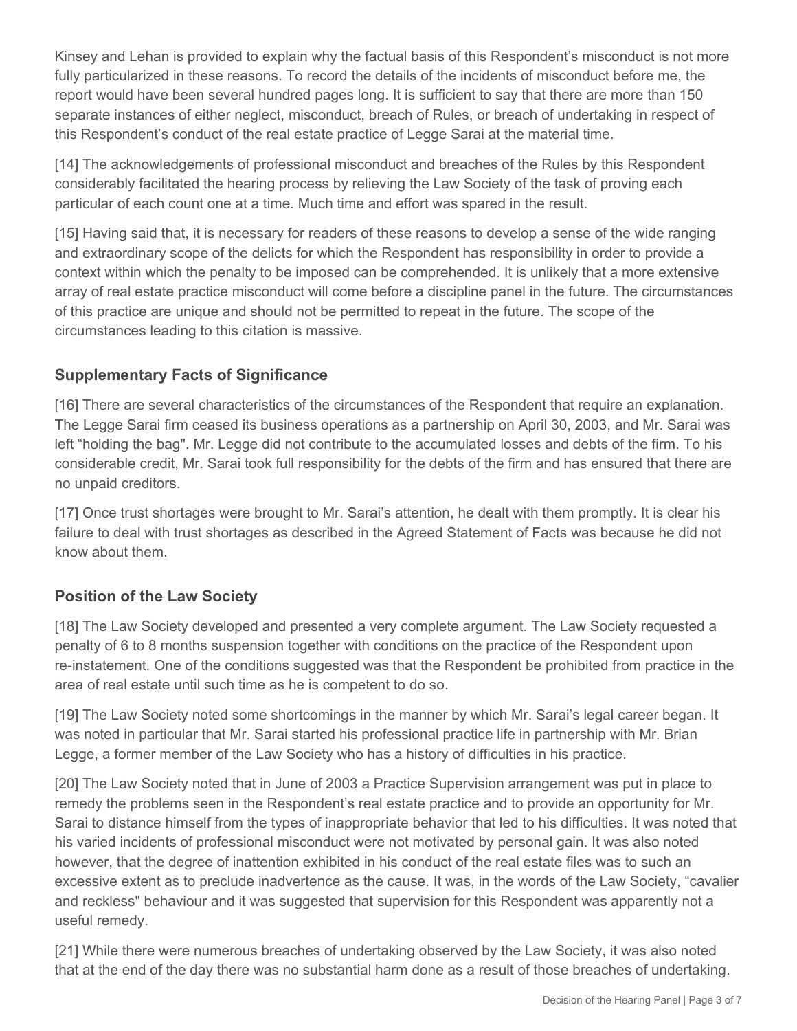Kinsey and Lehan is provided to explain why the factual basis of this Respondent's misconduct is not more fully particularized in these reasons. To record the details of the incidents of misconduct before me, the report would have been several hundred pages long. It is sufficient to say that there are more than 150 separate instances of either neglect, misconduct, breach of Rules, or breach of undertaking in respect of this Respondent's conduct of the real estate practice of Legge Sarai at the material time.

[14] The acknowledgements of professional misconduct and breaches of the Rules by this Respondent considerably facilitated the hearing process by relieving the Law Society of the task of proving each particular of each count one at a time. Much time and effort was spared in the result.

[15] Having said that, it is necessary for readers of these reasons to develop a sense of the wide ranging and extraordinary scope of the delicts for which the Respondent has responsibility in order to provide a context within which the penalty to be imposed can be comprehended. It is unlikely that a more extensive array of real estate practice misconduct will come before a discipline panel in the future. The circumstances of this practice are unique and should not be permitted to repeat in the future. The scope of the circumstances leading to this citation is massive.

## Supplementary Facts of Significance

[16] There are several characteristics of the circumstances of the Respondent that require an explanation. The Legge Sarai firm ceased its business operations as a partnership on April 30, 2003, and Mr. Sarai was left "holding the bag". Mr. Legge did not contribute to the accumulated losses and debts of the firm. To his considerable credit, Mr. Sarai took full responsibility for the debts of the firm and has ensured that there are no unpaid creditors.

[17] Once trust shortages were brought to Mr. Sarai's attention, he dealt with them promptly. It is clear his failure to deal with trust shortages as described in the Agreed Statement of Facts was because he did not know about them.

## Position of the Law Society

[18] The Law Society developed and presented a very complete argument. The Law Society requested a penalty of 6 to 8 months suspension together with conditions on the practice of the Respondent upon re-instatement. One of the conditions suggested was that the Respondent be prohibited from practice in the area of real estate until such time as he is competent to do so.

[19] The Law Society noted some shortcomings in the manner by which Mr. Sarai's legal career began. It was noted in particular that Mr. Sarai started his professional practice life in partnership with Mr. Brian Legge, a former member of the Law Society who has a history of difficulties in his practice.

[20] The Law Society noted that in June of 2003 a Practice Supervision arrangement was put in place to remedy the problems seen in the Respondent's real estate practice and to provide an opportunity for Mr. Sarai to distance himself from the types of inappropriate behavior that led to his difficulties. It was noted that his varied incidents of professional misconduct were not motivated by personal gain. It was also noted however, that the degree of inattention exhibited in his conduct of the real estate files was to such an excessive extent as to preclude inadvertence as the cause. It was, in the words of the Law Society, "cavalier and reckless" behaviour and it was suggested that supervision for this Respondent was apparently not a useful remedy.

[21] While there were numerous breaches of undertaking observed by the Law Society, it was also noted that at the end of the day there was no substantial harm done as a result of those breaches of undertaking.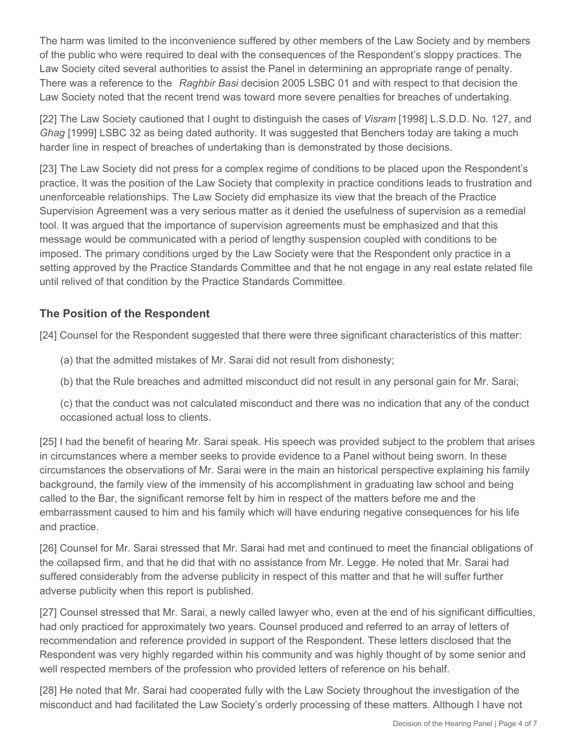The harm was limited to the inconvenience suffered by other members of the Law Society and by members of the public who were required to deal with the consequences of the Respondent's sloppy practices. The Law Society cited several authorities to assist the Panel in determining an appropriate range of penalty. There was a reference to the *Raghbir Basi* decision 2005 LSBC 01 and with respect to that decision the Law Society noted that the recent trend was toward more severe penalties for breaches of undertaking.

[22] The Law Society cautioned that I ought to distinguish the cases of *Visram* [1998] L.S.D.D. No. 127, and *Ghag* [1999] LSBC 32 as being dated authority. It was suggested that Benchers today are taking a much harder line in respect of breaches of undertaking than is demonstrated by those decisions.

[23] The Law Society did not press for a complex regime of conditions to be placed upon the Respondent's practice. It was the position of the Law Society that complexity in practice conditions leads to frustration and unenforceable relationships. The Law Society did emphasize its view that the breach of the Practice Supervision Agreement was a very serious matter as it denied the usefulness of supervision as a remedial tool. It was argued that the importance of supervision agreements must be emphasized and that this message would be communicated with a period of lengthy suspension coupled with conditions to be imposed. The primary conditions urged by the Law Society were that the Respondent only practice in a setting approved by the Practice Standards Committee and that he not engage in any real estate related file until relived of that condition by the Practice Standards Committee.

## The Position of the Respondent

[24] Counsel for the Respondent suggested that there were three significant characteristics of this matter:

(a) that the admitted mistakes of Mr. Sarai did not result from dishonesty;

(b) that the Rule breaches and admitted misconduct did not result in any personal gain for Mr. Sarai;

(c) that the conduct was not calculated misconduct and there was no indication that any of the conduct occasioned actual loss to clients.

[25] I had the benefit of hearing Mr. Sarai speak. His speech was provided subject to the problem that arises in circumstances where a member seeks to provide evidence to a Panel without being sworn. In these circumstances the observations of Mr. Sarai were in the main an historical perspective explaining his family background, the family view of the immensity of his accomplishment in graduating law school and being called to the Bar, the significant remorse felt by him in respect of the matters before me and the embarrassment caused to him and his family which will have enduring negative consequences for his life and practice.

[26] Counsel for Mr. Sarai stressed that Mr. Sarai had met and continued to meet the financial obligations of the collapsed firm, and that he did that with no assistance from Mr. Legge. He noted that Mr. Sarai had suffered considerably from the adverse publicity in respect of this matter and that he will suffer further adverse publicity when this report is published.

[27] Counsel stressed that Mr. Sarai, a newly called lawyer who, even at the end of his significant difficulties, had only practiced for approximately two years. Counsel produced and referred to an array of letters of recommendation and reference provided in support of the Respondent. These letters disclosed that the Respondent was very highly regarded within his community and was highly thought of by some senior and well respected members of the profession who provided letters of reference on his behalf.

[28] He noted that Mr. Sarai had cooperated fully with the Law Society throughout the investigation of the misconduct and had facilitated the Law Society's orderly processing of these matters. Although I have not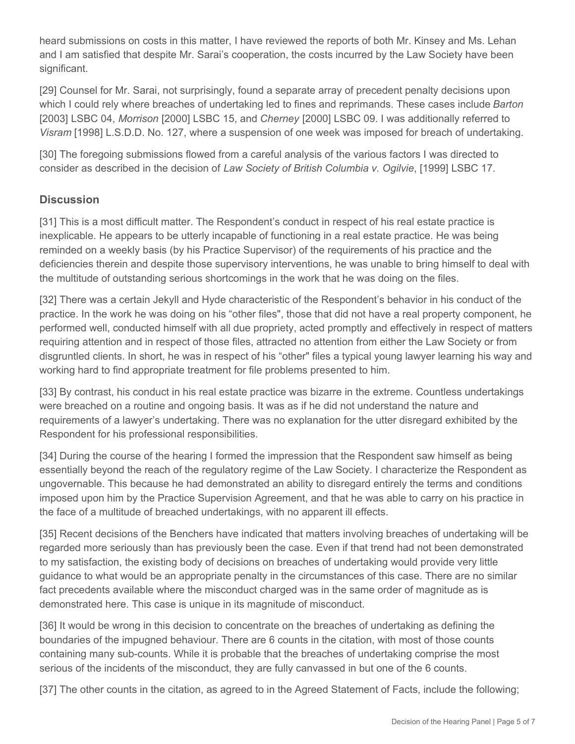heard submissions on costs in this matter, I have reviewed the reports of both Mr. Kinsey and Ms. Lehan and I am satisfied that despite Mr. Sarai's cooperation, the costs incurred by the Law Society have been significant.

[29] Counsel for Mr. Sarai, not surprisingly, found a separate array of precedent penalty decisions upon which I could rely where breaches of undertaking led to fines and reprimands. These cases include *Barton* [2003] LSBC 04, *Morrison* [2000] LSBC 15, and *Cherney* [2000] LSBC 09. I was additionally referred to *Visram* [1998] L.S.D.D. No. 127, where a suspension of one week was imposed for breach of undertaking.

[30] The foregoing submissions flowed from a careful analysis of the various factors I was directed to consider as described in the decision of *Law Society of British Columbia v. Ogilvie*, [1999] LSBC 17.

## Discussion

[31] This is a most difficult matter. The Respondent's conduct in respect of his real estate practice is inexplicable. He appears to be utterly incapable of functioning in a real estate practice. He was being reminded on a weekly basis (by his Practice Supervisor) of the requirements of his practice and the deficiencies therein and despite those supervisory interventions, he was unable to bring himself to deal with the multitude of outstanding serious shortcomings in the work that he was doing on the files.

[32] There was a certain Jekyll and Hyde characteristic of the Respondent's behavior in his conduct of the practice. In the work he was doing on his "other files", those that did not have a real property component, he performed well, conducted himself with all due propriety, acted promptly and effectively in respect of matters requiring attention and in respect of those files, attracted no attention from either the Law Society or from disgruntled clients. In short, he was in respect of his "other" files a typical young lawyer learning his way and working hard to find appropriate treatment for file problems presented to him.

[33] By contrast, his conduct in his real estate practice was bizarre in the extreme. Countless undertakings were breached on a routine and ongoing basis. It was as if he did not understand the nature and requirements of a lawyer's undertaking. There was no explanation for the utter disregard exhibited by the Respondent for his professional responsibilities.

[34] During the course of the hearing I formed the impression that the Respondent saw himself as being essentially beyond the reach of the regulatory regime of the Law Society. I characterize the Respondent as ungovernable. This because he had demonstrated an ability to disregard entirely the terms and conditions imposed upon him by the Practice Supervision Agreement, and that he was able to carry on his practice in the face of a multitude of breached undertakings, with no apparent ill effects.

[35] Recent decisions of the Benchers have indicated that matters involving breaches of undertaking will be regarded more seriously than has previously been the case. Even if that trend had not been demonstrated to my satisfaction, the existing body of decisions on breaches of undertaking would provide very little guidance to what would be an appropriate penalty in the circumstances of this case. There are no similar fact precedents available where the misconduct charged was in the same order of magnitude as is demonstrated here. This case is unique in its magnitude of misconduct.

[36] It would be wrong in this decision to concentrate on the breaches of undertaking as defining the boundaries of the impugned behaviour. There are 6 counts in the citation, with most of those counts containing many sub-counts. While it is probable that the breaches of undertaking comprise the most serious of the incidents of the misconduct, they are fully canvassed in but one of the 6 counts.

[37] The other counts in the citation, as agreed to in the Agreed Statement of Facts, include the following;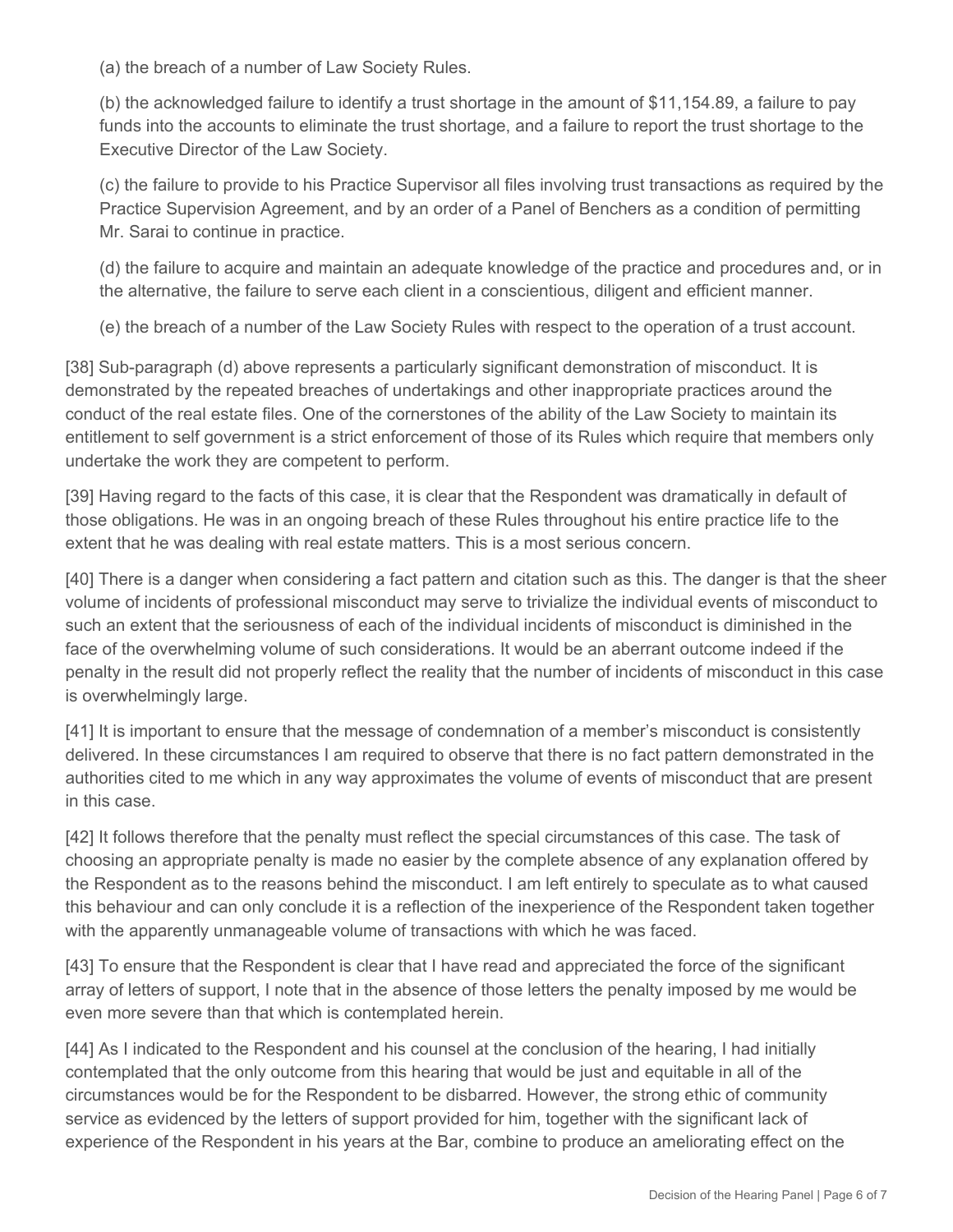(a) the breach of a number of Law Society Rules.

(b) the acknowledged failure to identify a trust shortage in the amount of $11,154.89, a failure to pay funds into the accounts to eliminate the trust shortage, and a failure to report the trust shortage to the Executive Director of the Law Society.

(c) the failure to provide to his Practice Supervisor all files involving trust transactions as required by the Practice Supervision Agreement, and by an order of a Panel of Benchers as a condition of permitting Mr. Sarai to continue in practice.

(d) the failure to acquire and maintain an adequate knowledge of the practice and procedures and, or in the alternative, the failure to serve each client in a conscientious, diligent and efficient manner.

(e) the breach of a number of the Law Society Rules with respect to the operation of a trust account.

[38] Sub-paragraph (d) above represents a particularly significant demonstration of misconduct. It is demonstrated by the repeated breaches of undertakings and other inappropriate practices around the conduct of the real estate files. One of the cornerstones of the ability of the Law Society to maintain its entitlement to self government is a strict enforcement of those of its Rules which require that members only undertake the work they are competent to perform.

[39] Having regard to the facts of this case, it is clear that the Respondent was dramatically in default of those obligations. He was in an ongoing breach of these Rules throughout his entire practice life to the extent that he was dealing with real estate matters. This is a most serious concern.

[40] There is a danger when considering a fact pattern and citation such as this. The danger is that the sheer volume of incidents of professional misconduct may serve to trivialize the individual events of misconduct to such an extent that the seriousness of each of the individual incidents of misconduct is diminished in the face of the overwhelming volume of such considerations. It would be an aberrant outcome indeed if the penalty in the result did not properly reflect the reality that the number of incidents of misconduct in this case is overwhelmingly large.

[41] It is important to ensure that the message of condemnation of a member's misconduct is consistently delivered. In these circumstances I am required to observe that there is no fact pattern demonstrated in the authorities cited to me which in any way approximates the volume of events of misconduct that are present in this case.

[42] It follows therefore that the penalty must reflect the special circumstances of this case. The task of choosing an appropriate penalty is made no easier by the complete absence of any explanation offered by the Respondent as to the reasons behind the misconduct. I am left entirely to speculate as to what caused this behaviour and can only conclude it is a reflection of the inexperience of the Respondent taken together with the apparently unmanageable volume of transactions with which he was faced.

[43] To ensure that the Respondent is clear that I have read and appreciated the force of the significant array of letters of support, I note that in the absence of those letters the penalty imposed by me would be even more severe than that which is contemplated herein.

[44] As I indicated to the Respondent and his counsel at the conclusion of the hearing, I had initially contemplated that the only outcome from this hearing that would be just and equitable in all of the circumstances would be for the Respondent to be disbarred. However, the strong ethic of community service as evidenced by the letters of support provided for him, together with the significant lack of experience of the Respondent in his years at the Bar, combine to produce an ameliorating effect on the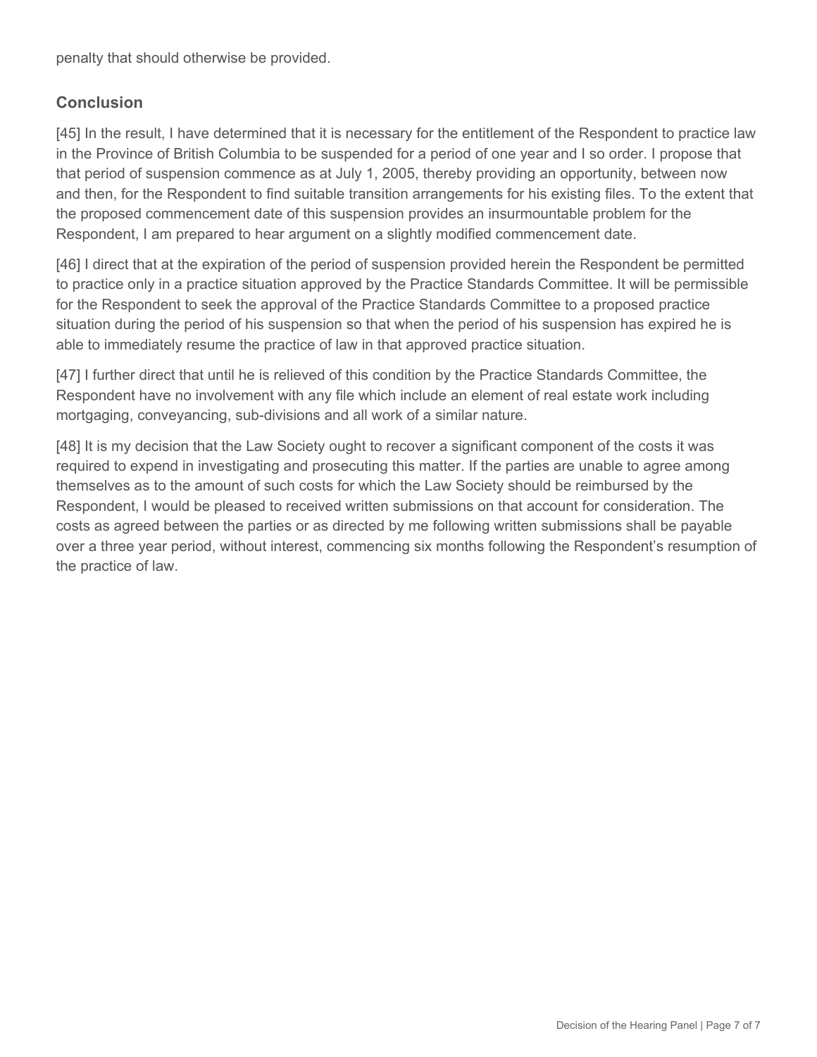penalty that should otherwise be provided.

## Conclusion

[45] In the result, I have determined that it is necessary for the entitlement of the Respondent to practice law in the Province of British Columbia to be suspended for a period of one year and I so order. I propose that that period of suspension commence as at July 1, 2005, thereby providing an opportunity, between now and then, for the Respondent to find suitable transition arrangements for his existing files. To the extent that the proposed commencement date of this suspension provides an insurmountable problem for the Respondent, I am prepared to hear argument on a slightly modified commencement date.

[46] I direct that at the expiration of the period of suspension provided herein the Respondent be permitted to practice only in a practice situation approved by the Practice Standards Committee. It will be permissible for the Respondent to seek the approval of the Practice Standards Committee to a proposed practice situation during the period of his suspension so that when the period of his suspension has expired he is able to immediately resume the practice of law in that approved practice situation.

[47] I further direct that until he is relieved of this condition by the Practice Standards Committee, the Respondent have no involvement with any file which include an element of real estate work including mortgaging, conveyancing, sub-divisions and all work of a similar nature.

[48] It is my decision that the Law Society ought to recover a significant component of the costs it was required to expend in investigating and prosecuting this matter. If the parties are unable to agree among themselves as to the amount of such costs for which the Law Society should be reimbursed by the Respondent, I would be pleased to received written submissions on that account for consideration. The costs as agreed between the parties or as directed by me following written submissions shall be payable over a three year period, without interest, commencing six months following the Respondent's resumption of the practice of law.